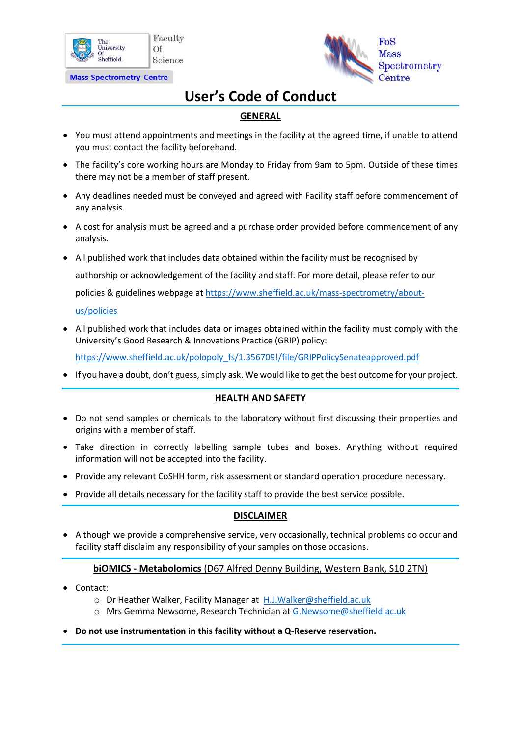The University Of Sheffield. | Faculty Of Science

Mass Spectrometry Centre

FoS Mass Spectrometry Centre

# User's Code of Conduct

## GENERAL

- You must attend appointments and meetings in the facility at the agreed time, if unable to attend you must contact the facility beforehand.
- The facility's core working hours are Monday to Friday from 9am to 5pm. Outside of these times there may not be a member of staff present.
- Any deadlines needed must be conveyed and agreed with Facility staff before commencement of any analysis.
- A cost for analysis must be agreed and a purchase order provided before commencement of any analysis.
- All published work that includes data obtained within the facility must be recognised by authorship or acknowledgement of the facility and staff. For more detail, please refer to our policies & guidelines webpage at https://www.sheffield.ac.uk/mass-spectrometry/about-us/policies
- All published work that includes data or images obtained within the facility must comply with the University's Good Research & Innovations Practice (GRIP) policy: https://www.sheffield.ac.uk/polopoly_fs/1.356709!/file/GRIPPolicySenateapproved.pdf
- If you have a doubt, don't guess, simply ask. We would like to get the best outcome for your project.

## HEALTH AND SAFETY

- Do not send samples or chemicals to the laboratory without first discussing their properties and origins with a member of staff.
- Take direction in correctly labelling sample tubes and boxes. Anything without required information will not be accepted into the facility.
- Provide any relevant CoSHH form, risk assessment or standard operation procedure necessary.
- Provide all details necessary for the facility staff to provide the best service possible.

## DISCLAIMER

- Although we provide a comprehensive service, very occasionally, technical problems do occur and facility staff disclaim any responsibility of your samples on those occasions.

## **biOMICS - Metabolomics** (D67 Alfred Denny Building, Western Bank, S10 2TN)

- Contact:
  - Dr Heather Walker, Facility Manager at H.J.Walker@sheffield.ac.uk
  - Mrs Gemma Newsome, Research Technician at G.Newsome@sheffield.ac.uk
- **Do not use instrumentation in this facility without a Q-Reserve reservation.**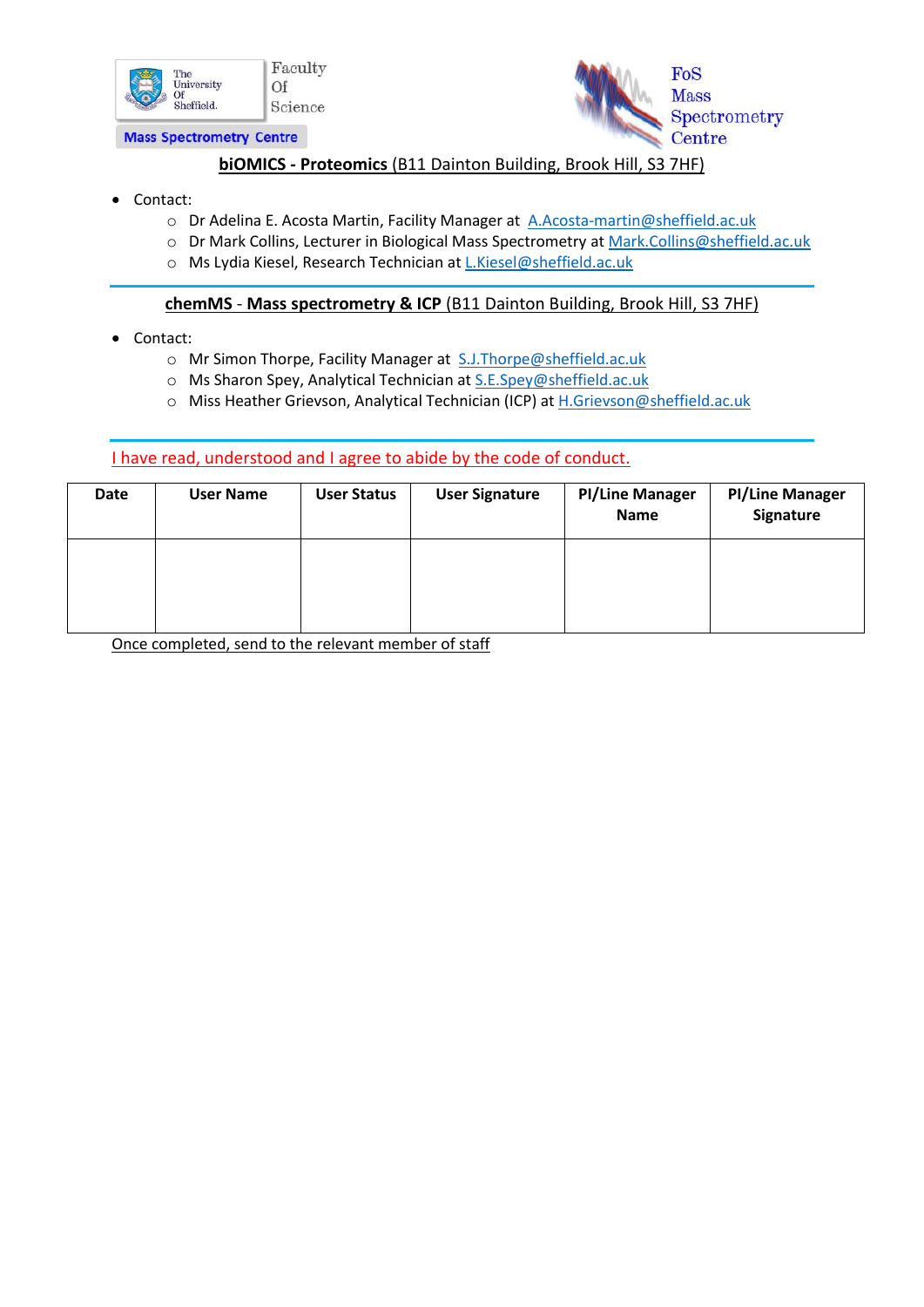The University Of Sheffield. Faculty Of Science

Mass Spectrometry Centre

FoS Mass Spectrometry Centre

**biOMICS - Proteomics** (B11 Dainton Building, Brook Hill, S3 7HF)

- Contact:
  - Dr Adelina E. Acosta Martin, Facility Manager at A.Acosta-martin@sheffield.ac.uk
  - Dr Mark Collins, Lecturer in Biological Mass Spectrometry at Mark.Collins@sheffield.ac.uk
  - Ms Lydia Kiesel, Research Technician at L.Kiesel@sheffield.ac.uk

**chemMS - Mass spectrometry & ICP** (B11 Dainton Building, Brook Hill, S3 7HF)

- Contact:
  - Mr Simon Thorpe, Facility Manager at S.J.Thorpe@sheffield.ac.uk
  - Ms Sharon Spey, Analytical Technician at S.E.Spey@sheffield.ac.uk
  - Miss Heather Grievson, Analytical Technician (ICP) at H.Grievson@sheffield.ac.uk

I have read, understood and I agree to abide by the code of conduct.

| Date | User Name | User Status | User Signature | PI/Line Manager Name | PI/Line Manager Signature |
|---|---|---|---|---|---|
| | | | | | |

Once completed, send to the relevant member of staff